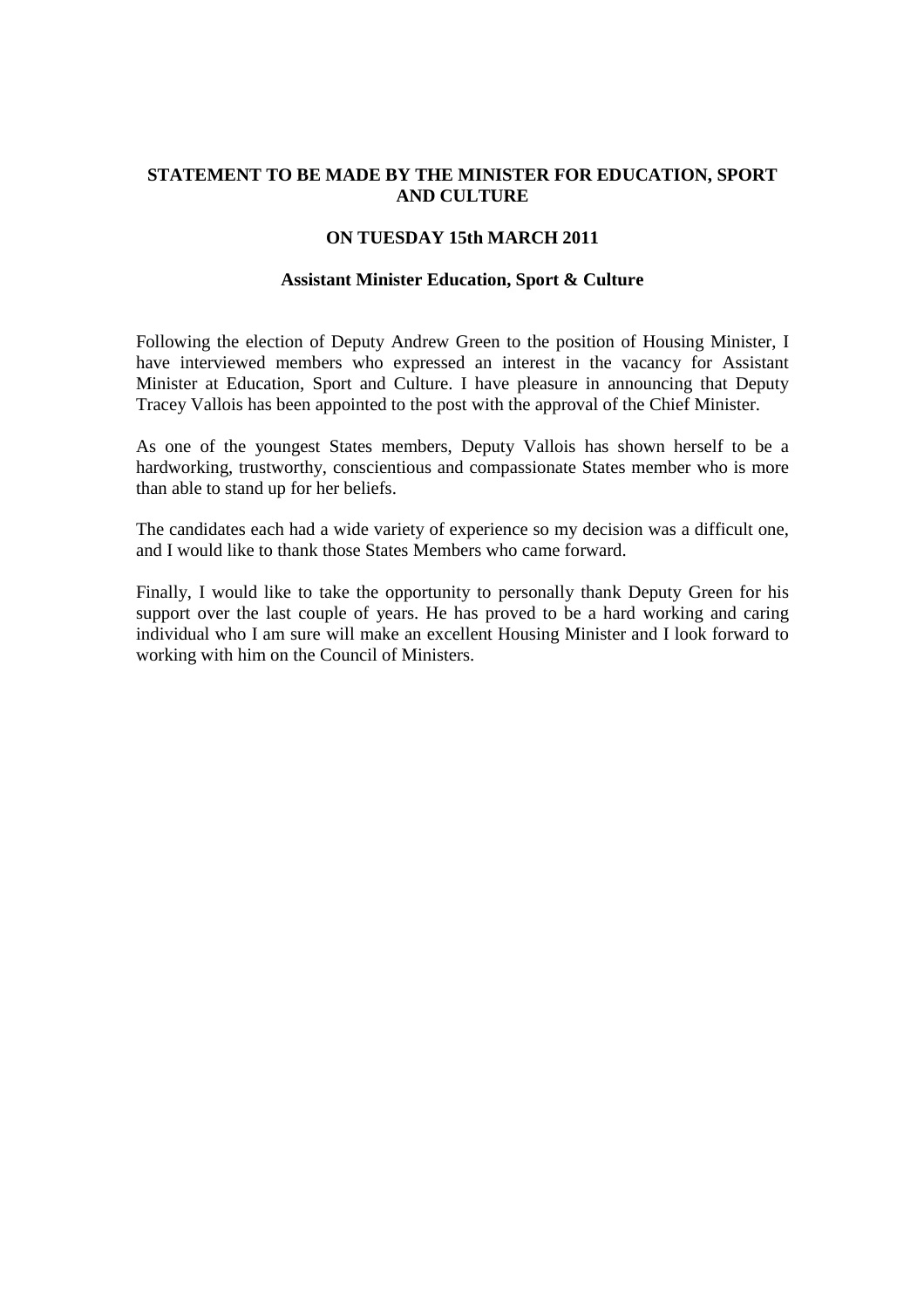**STATEMENT TO BE MADE BY THE MINISTER FOR EDUCATION, SPORT AND CULTURE**

**ON TUESDAY 15th MARCH 2011**

**Assistant Minister Education, Sport & Culture**

Following the election of Deputy Andrew Green to the position of Housing Minister, I have interviewed members who expressed an interest in the vacancy for Assistant Minister at Education, Sport and Culture. I have pleasure in announcing that Deputy Tracey Vallois has been appointed to the post with the approval of the Chief Minister.

As one of the youngest States members, Deputy Vallois has shown herself to be a hardworking, trustworthy, conscientious and compassionate States member who is more than able to stand up for her beliefs.

The candidates each had a wide variety of experience so my decision was a difficult one, and I would like to thank those States Members who came forward.

Finally, I would like to take the opportunity to personally thank Deputy Green for his support over the last couple of years. He has proved to be a hard working and caring individual who I am sure will make an excellent Housing Minister and I look forward to working with him on the Council of Ministers.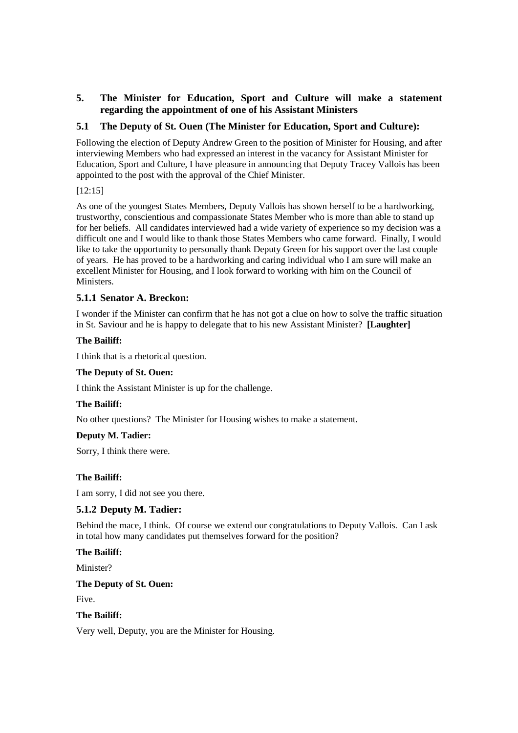## 5. The Minister for Education, Sport and Culture will make a statement regarding the appointment of one of his Assistant Ministers

### 5.1 The Deputy of St. Ouen (The Minister for Education, Sport and Culture):

Following the election of Deputy Andrew Green to the position of Minister for Housing, and after interviewing Members who had expressed an interest in the vacancy for Assistant Minister for Education, Sport and Culture, I have pleasure in announcing that Deputy Tracey Vallois has been appointed to the post with the approval of the Chief Minister.

[12:15]

As one of the youngest States Members, Deputy Vallois has shown herself to be a hardworking, trustworthy, conscientious and compassionate States Member who is more than able to stand up for her beliefs. All candidates interviewed had a wide variety of experience so my decision was a difficult one and I would like to thank those States Members who came forward. Finally, I would like to take the opportunity to personally thank Deputy Green for his support over the last couple of years. He has proved to be a hardworking and caring individual who I am sure will make an excellent Minister for Housing, and I look forward to working with him on the Council of Ministers.

### 5.1.1 Senator A. Breckon:

I wonder if the Minister can confirm that he has not got a clue on how to solve the traffic situation in St. Saviour and he is happy to delegate that to his new Assistant Minister? **[Laughter]**

**The Bailiff:**

I think that is a rhetorical question.

**The Deputy of St. Ouen:**

I think the Assistant Minister is up for the challenge.

**The Bailiff:**

No other questions? The Minister for Housing wishes to make a statement.

**Deputy M. Tadier:**

Sorry, I think there were.

**The Bailiff:**

I am sorry, I did not see you there.

### 5.1.2 Deputy M. Tadier:

Behind the mace, I think. Of course we extend our congratulations to Deputy Vallois. Can I ask in total how many candidates put themselves forward for the position?

**The Bailiff:**

Minister?

**The Deputy of St. Ouen:**

Five.

**The Bailiff:**

Very well, Deputy, you are the Minister for Housing.